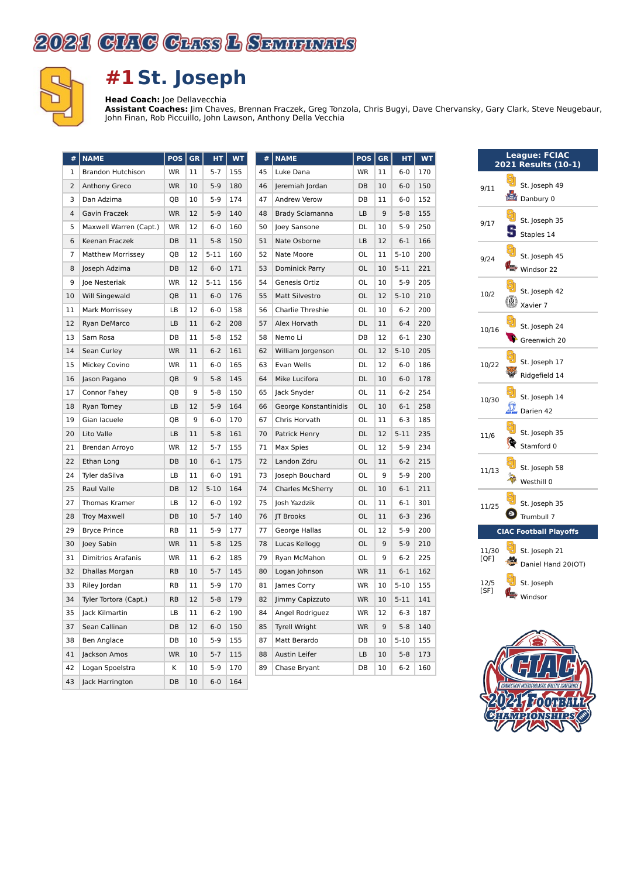# 2021 CIAC Class L Semifinals

## #1 St. Joseph

**Head Coach:** Joe Dellavecchia
**Assistant Coaches:** Jim Chaves, Brennan Fraczek, Greg Tonzola, Chris Bugyi, Dave Chervansky, Gary Clark, Steve Neugebaur, John Finan, Rob Piccuillo, John Lawson, Anthony Della Vecchia

| # | NAME | POS | GR | HT | WT |
|---|---|---|---|---|---|
| 1 | Brandon Hutchison | WR | 11 | 5-7 | 155 |
| 2 | Anthony Greco | WR | 10 | 5-9 | 180 |
| 3 | Dan Adzima | QB | 10 | 5-9 | 174 |
| 4 | Gavin Fraczek | WR | 12 | 5-9 | 140 |
| 5 | Maxwell Warren (Capt.) | WR | 12 | 6-0 | 160 |
| 6 | Keenan Fraczek | DB | 11 | 5-8 | 150 |
| 7 | Matthew Morrissey | QB | 12 | 5-11 | 160 |
| 8 | Joseph Adzima | DB | 12 | 6-0 | 171 |
| 9 | Joe Nesteriak | WR | 12 | 5-11 | 156 |
| 10 | Will Singewald | QB | 11 | 6-0 | 176 |
| 11 | Mark Morrissey | LB | 12 | 6-0 | 158 |
| 12 | Ryan DeMarco | LB | 11 | 6-2 | 208 |
| 13 | Sam Rosa | DB | 11 | 5-8 | 152 |
| 14 | Sean Curley | WR | 11 | 6-2 | 161 |
| 15 | Mickey Covino | WR | 11 | 6-0 | 165 |
| 16 | Jason Pagano | QB | 9 | 5-8 | 145 |
| 17 | Connor Fahey | QB | 9 | 5-8 | 150 |
| 18 | Ryan Tomey | LB | 12 | 5-9 | 164 |
| 19 | Gian Iacuele | QB | 9 | 6-0 | 170 |
| 20 | Lito Valle | LB | 11 | 5-8 | 161 |
| 21 | Brendan Arroyo | WR | 12 | 5-7 | 155 |
| 22 | Ethan Long | DB | 10 | 6-1 | 175 |
| 24 | Tyler daSilva | LB | 11 | 6-0 | 191 |
| 25 | Raul Valle | DB | 12 | 5-10 | 164 |
| 27 | Thomas Kramer | LB | 12 | 6-0 | 192 |
| 28 | Troy Maxwell | DB | 10 | 5-7 | 140 |
| 29 | Bryce Prince | RB | 11 | 5-9 | 177 |
| 30 | Joey Sabin | WR | 11 | 5-8 | 125 |
| 31 | Dimitrios Arafanis | WR | 11 | 6-2 | 185 |
| 32 | Dhallas Morgan | RB | 10 | 5-7 | 145 |
| 33 | Riley Jordan | RB | 11 | 5-9 | 170 |
| 34 | Tyler Tortora (Capt.) | RB | 12 | 5-8 | 179 |
| 35 | Jack Kilmartin | LB | 11 | 6-2 | 190 |
| 37 | Sean Callinan | DB | 12 | 6-0 | 150 |
| 38 | Ben Anglace | DB | 10 | 5-9 | 155 |
| 41 | Jackson Amos | WR | 10 | 5-7 | 115 |
| 42 | Logan Spoelstra | K | 10 | 5-9 | 170 |
| 43 | Jack Harrington | DB | 10 | 6-0 | 164 |
| 45 | Luke Dana | WR | 11 | 6-0 | 170 |
| 46 | Jeremiah Jordan | DB | 10 | 6-0 | 150 |
| 47 | Andrew Verow | DB | 11 | 6-0 | 152 |
| 48 | Brady Sciamanna | LB | 9 | 5-8 | 155 |
| 50 | Joey Sansone | DL | 10 | 5-9 | 250 |
| 51 | Nate Osborne | LB | 12 | 6-1 | 166 |
| 52 | Nate Moore | OL | 11 | 5-10 | 200 |
| 53 | Dominick Parry | OL | 10 | 5-11 | 221 |
| 54 | Genesis Ortiz | OL | 10 | 5-9 | 205 |
| 55 | Matt Silvestro | OL | 12 | 5-10 | 210 |
| 56 | Charlie Threshie | OL | 10 | 6-2 | 200 |
| 57 | Alex Horvath | DL | 11 | 6-4 | 220 |
| 58 | Nemo Li | DB | 12 | 6-1 | 230 |
| 62 | William Jorgenson | OL | 12 | 5-10 | 205 |
| 63 | Evan Wells | DL | 12 | 6-0 | 186 |
| 64 | Mike Lucifora | DL | 10 | 6-0 | 178 |
| 65 | Jack Snyder | OL | 11 | 6-2 | 254 |
| 66 | George Konstantinidis | OL | 10 | 6-1 | 258 |
| 67 | Chris Horvath | OL | 11 | 6-3 | 185 |
| 70 | Patrick Henry | DL | 12 | 5-11 | 235 |
| 71 | Max Spies | OL | 12 | 5-9 | 234 |
| 72 | Landon Zdru | OL | 11 | 6-2 | 215 |
| 73 | Joseph Bouchard | OL | 9 | 5-9 | 200 |
| 74 | Charles McSherry | OL | 10 | 6-1 | 211 |
| 75 | Josh Yazdzik | OL | 11 | 6-1 | 301 |
| 76 | JT Brooks | OL | 11 | 6-3 | 236 |
| 77 | George Hallas | OL | 12 | 5-9 | 200 |
| 78 | Lucas Kellogg | OL | 9 | 5-9 | 210 |
| 79 | Ryan McMahon | OL | 9 | 6-2 | 225 |
| 80 | Logan Johnson | WR | 11 | 6-1 | 162 |
| 81 | James Corry | WR | 10 | 5-10 | 155 |
| 82 | Jimmy Capizzuto | WR | 10 | 5-11 | 141 |
| 84 | Angel Rodriguez | WR | 12 | 6-3 | 187 |
| 85 | Tyrell Wright | WR | 9 | 5-8 | 140 |
| 87 | Matt Berardo | DB | 10 | 5-10 | 155 |
| 88 | Austin Leifer | LB | 10 | 5-8 | 173 |
| 89 | Chase Bryant | DB | 10 | 6-2 | 160 |

**League: FCIAC**
**2021 Results (10-1)**

| Date | Result |
|---|---|
| 9/11 | St. Joseph 49, Danbury 0 |
| 9/17 | St. Joseph 35, Staples 14 |
| 9/24 | St. Joseph 45, Windsor 22 |
| 10/2 | St. Joseph 42, Xavier 7 |
| 10/16 | St. Joseph 24, Greenwich 20 |
| 10/22 | St. Joseph 17, Ridgefield 14 |
| 10/30 | St. Joseph 14, Darien 42 |
| 11/6 | St. Joseph 35, Stamford 0 |
| 11/13 | St. Joseph 58, Westhill 0 |
| 11/25 | St. Joseph 35, Trumbull 7 |

**CIAC Football Playoffs**

| Date | Result |
|---|---|
| 11/30 [QF] | St. Joseph 21, Daniel Hand 20(OT) |
| 12/5 [SF] | St. Joseph, Windsor |

CIAC — Connecticut Interscholastic Athletic Conference — 2021 Football Championships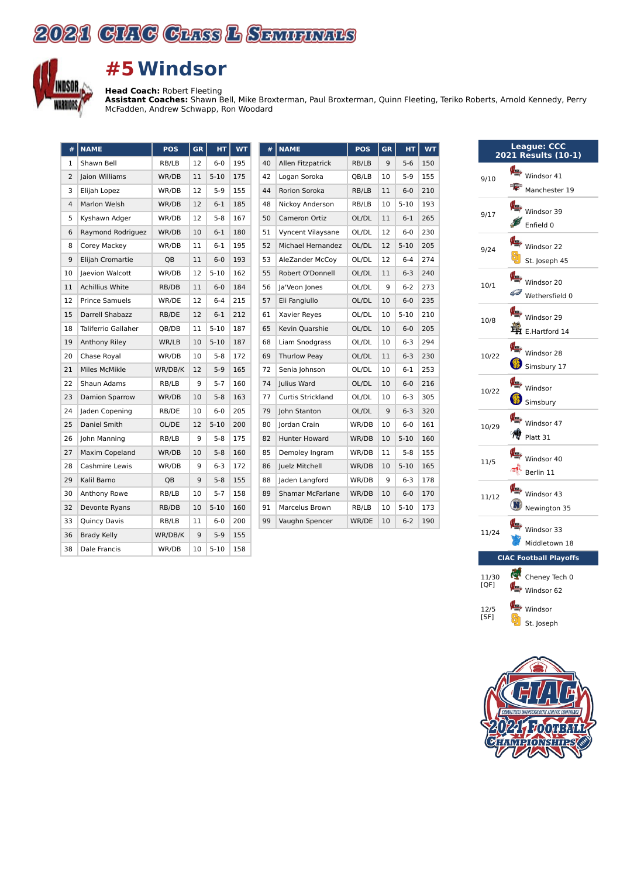# 2021 CIAC Class L Semifinals

## #5 Windsor

**Head Coach:** Robert Fleeting
**Assistant Coaches:** Shawn Bell, Mike Broxterman, Paul Broxterman, Quinn Fleeting, Teriko Roberts, Arnold Kennedy, Perry McFadden, Andrew Schwapp, Ron Woodard

| # | NAME | POS | GR | HT | WT |
|---|---|---|---|---|---|
| 1 | Shawn Bell | RB/LB | 12 | 6-0 | 195 |
| 2 | Jaion Williams | WR/DB | 11 | 5-10 | 175 |
| 3 | Elijah Lopez | WR/DB | 12 | 5-9 | 155 |
| 4 | Marlon Welsh | WR/DB | 12 | 6-1 | 185 |
| 5 | Kyshawn Adger | WR/DB | 12 | 5-8 | 167 |
| 6 | Raymond Rodriguez | WR/DB | 10 | 6-1 | 180 |
| 8 | Corey Mackey | WR/DB | 11 | 6-1 | 195 |
| 9 | Elijah Cromartie | QB | 11 | 6-0 | 193 |
| 10 | Jaevion Walcott | WR/DB | 12 | 5-10 | 162 |
| 11 | Achillius White | RB/DB | 11 | 6-0 | 184 |
| 12 | Prince Samuels | WR/DE | 12 | 6-4 | 215 |
| 15 | Darrell Shabazz | RB/DE | 12 | 6-1 | 212 |
| 18 | Taliferrio Gallaher | QB/DB | 11 | 5-10 | 187 |
| 19 | Anthony Riley | WR/LB | 10 | 5-10 | 187 |
| 20 | Chase Royal | WR/DB | 10 | 5-8 | 172 |
| 21 | Miles McMikle | WR/DB/K | 12 | 5-9 | 165 |
| 22 | Shaun Adams | RB/LB | 9 | 5-7 | 160 |
| 23 | Damion Sparrow | WR/DB | 10 | 5-8 | 163 |
| 24 | Jaden Copening | RB/DE | 10 | 6-0 | 205 |
| 25 | Daniel Smith | OL/DE | 12 | 5-10 | 200 |
| 26 | John Manning | RB/LB | 9 | 5-8 | 175 |
| 27 | Maxim Copeland | WR/DB | 10 | 5-8 | 160 |
| 28 | Cashmire Lewis | WR/DB | 9 | 6-3 | 172 |
| 29 | Kalil Barno | QB | 9 | 5-8 | 155 |
| 30 | Anthony Rowe | RB/LB | 10 | 5-7 | 158 |
| 32 | Devonte Ryans | RB/DB | 10 | 5-10 | 160 |
| 33 | Quincy Davis | RB/LB | 11 | 6-0 | 200 |
| 36 | Brady Kelly | WR/DB/K | 9 | 5-9 | 155 |
| 38 | Dale Francis | WR/DB | 10 | 5-10 | 158 |
| 40 | Allen Fitzpatrick | RB/LB | 9 | 5-6 | 150 |
| 42 | Logan Soroka | QB/LB | 10 | 5-9 | 155 |
| 44 | Rorion Soroka | RB/LB | 11 | 6-0 | 210 |
| 48 | Nickoy Anderson | RB/LB | 10 | 5-10 | 193 |
| 50 | Cameron Ortiz | OL/DL | 11 | 6-1 | 265 |
| 51 | Vyncent Vilaysane | OL/DL | 12 | 6-0 | 230 |
| 52 | Michael Hernandez | OL/DL | 12 | 5-10 | 205 |
| 53 | AleZander McCoy | OL/DL | 12 | 6-4 | 274 |
| 55 | Robert O'Donnell | OL/DL | 11 | 6-3 | 240 |
| 56 | Ja'Veon Jones | OL/DL | 9 | 6-2 | 273 |
| 57 | Eli Fangiullo | OL/DL | 10 | 6-0 | 235 |
| 61 | Xavier Reyes | OL/DL | 10 | 5-10 | 210 |
| 65 | Kevin Quarshie | OL/DL | 10 | 6-0 | 205 |
| 68 | Liam Snodgrass | OL/DL | 10 | 6-3 | 294 |
| 69 | Thurlow Peay | OL/DL | 11 | 6-3 | 230 |
| 72 | Senia Johnson | OL/DL | 10 | 6-1 | 253 |
| 74 | Julius Ward | OL/DL | 10 | 6-0 | 216 |
| 77 | Curtis Strickland | OL/DL | 10 | 6-3 | 305 |
| 79 | John Stanton | OL/DL | 9 | 6-3 | 320 |
| 80 | Jordan Crain | WR/DB | 10 | 6-0 | 161 |
| 82 | Hunter Howard | WR/DB | 10 | 5-10 | 160 |
| 85 | Demoley Ingram | WR/DB | 11 | 5-8 | 155 |
| 86 | Juelz Mitchell | WR/DB | 10 | 5-10 | 165 |
| 88 | Jaden Langford | WR/DB | 9 | 6-3 | 178 |
| 89 | Shamar McFarlane | WR/DB | 10 | 6-0 | 170 |
| 91 | Marcelus Brown | RB/LB | 10 | 5-10 | 173 |
| 99 | Vaughn Spencer | WR/DE | 10 | 6-2 | 190 |

### League: CCC
### 2021 Results (10-1)

| Date | Result |
|---|---|
| 9/10 | Windsor 41, Manchester 19 |
| 9/17 | Windsor 39, Enfield 0 |
| 9/24 | Windsor 22, St. Joseph 45 |
| 10/1 | Windsor 20, Wethersfield 0 |
| 10/8 | Windsor 29, E.Hartford 14 |
| 10/22 | Windsor 28, Simsbury 17 |
| 10/22 | Windsor, Simsbury |
| 10/29 | Windsor 47, Platt 31 |
| 11/5 | Windsor 40, Berlin 11 |
| 11/12 | Windsor 43, Newington 35 |
| 11/24 | Windsor 33, Middletown 18 |

### CIAC Football Playoffs

| Date | Result |
|---|---|
| 11/30 [QF] | Cheney Tech 0, Windsor 62 |
| 12/5 [SF] | Windsor, St. Joseph |